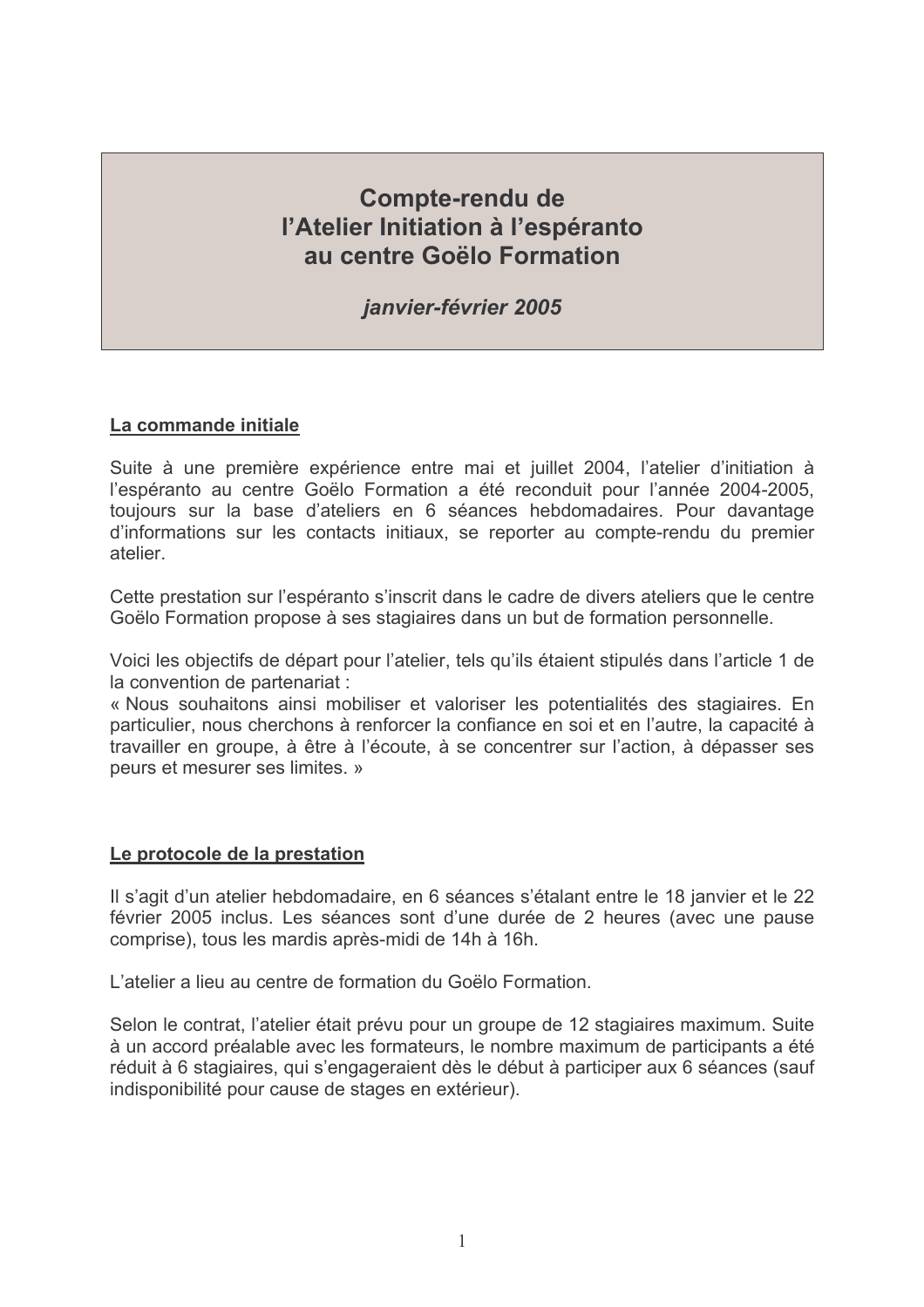# Compte-rendu de l'Atelier Initiation à l'espéranto au centre Goëlo Formation

***janvier-février 2005***

## La commande initiale

Suite à une première expérience entre mai et juillet 2004, l'atelier d'initiation à l'espéranto au centre Goëlo Formation a été reconduit pour l'année 2004-2005, toujours sur la base d'ateliers en 6 séances hebdomadaires. Pour davantage d'informations sur les contacts initiaux, se reporter au compte-rendu du premier atelier.

Cette prestation sur l'espéranto s'inscrit dans le cadre de divers ateliers que le centre Goëlo Formation propose à ses stagiaires dans un but de formation personnelle.

Voici les objectifs de départ pour l'atelier, tels qu'ils étaient stipulés dans l'article 1 de la convention de partenariat :
« Nous souhaitons ainsi mobiliser et valoriser les potentialités des stagiaires. En particulier, nous cherchons à renforcer la confiance en soi et en l'autre, la capacité à travailler en groupe, à être à l'écoute, à se concentrer sur l'action, à dépasser ses peurs et mesurer ses limites. »

## Le protocole de la prestation

Il s'agit d'un atelier hebdomadaire, en 6 séances s'étalant entre le 18 janvier et le 22 février 2005 inclus. Les séances sont d'une durée de 2 heures (avec une pause comprise), tous les mardis après-midi de 14h à 16h.

L'atelier a lieu au centre de formation du Goëlo Formation.

Selon le contrat, l'atelier était prévu pour un groupe de 12 stagiaires maximum. Suite à un accord préalable avec les formateurs, le nombre maximum de participants a été réduit à 6 stagiaires, qui s'engageraient dès le début à participer aux 6 séances (sauf indisponibilité pour cause de stages en extérieur).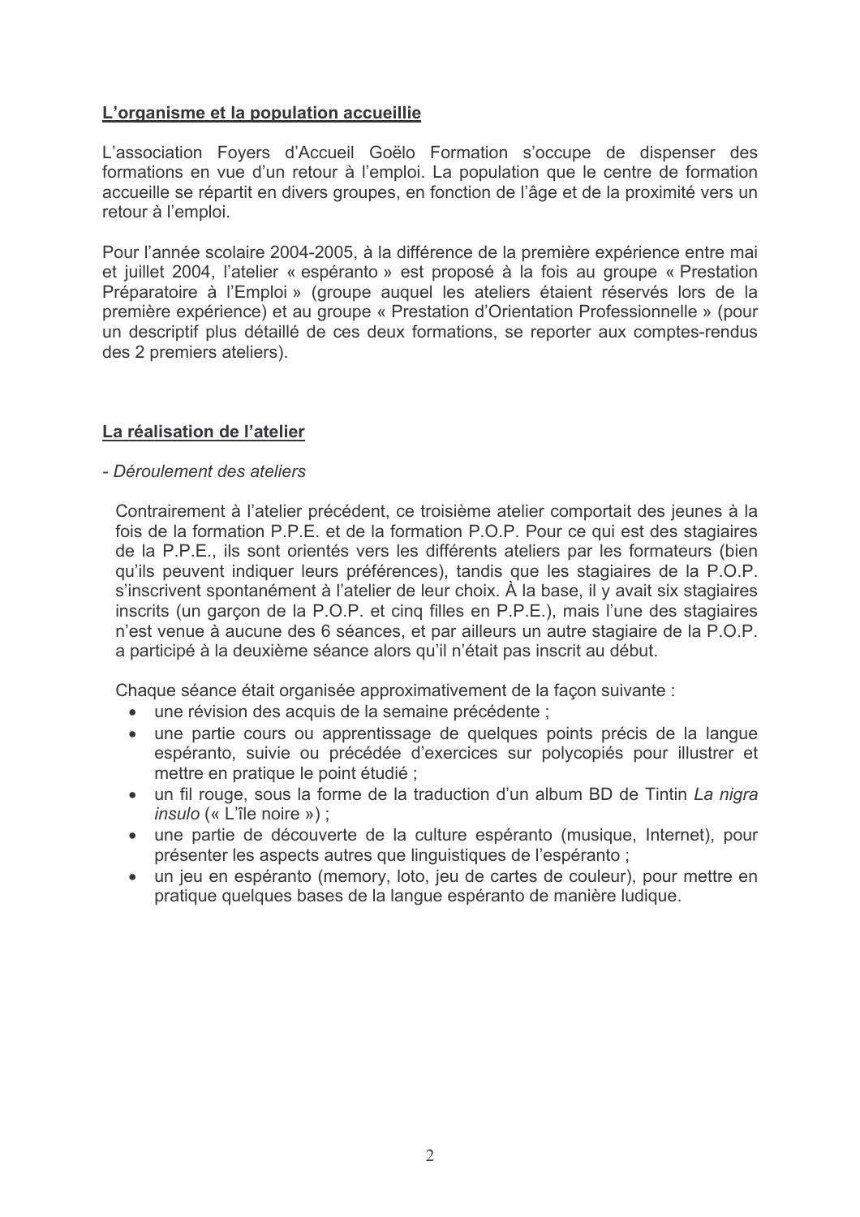## L'organisme et la population accueillie

L'association Foyers d'Accueil Goëlo Formation s'occupe de dispenser des formations en vue d'un retour à l'emploi. La population que le centre de formation accueille se répartit en divers groupes, en fonction de l'âge et de la proximité vers un retour à l'emploi.

Pour l'année scolaire 2004-2005, à la différence de la première expérience entre mai et juillet 2004, l'atelier « espéranto » est proposé à la fois au groupe « Prestation Préparatoire à l'Emploi » (groupe auquel les ateliers étaient réservés lors de la première expérience) et au groupe « Prestation d'Orientation Professionnelle » (pour un descriptif plus détaillé de ces deux formations, se reporter aux comptes-rendus des 2 premiers ateliers).

## La réalisation de l'atelier

*- Déroulement des ateliers*

Contrairement à l'atelier précédent, ce troisième atelier comportait des jeunes à la fois de la formation P.P.E. et de la formation P.O.P. Pour ce qui est des stagiaires de la P.P.E., ils sont orientés vers les différents ateliers par les formateurs (bien qu'ils peuvent indiquer leurs préférences), tandis que les stagiaires de la P.O.P. s'inscrivent spontanément à l'atelier de leur choix. À la base, il y avait six stagiaires inscrits (un garçon de la P.O.P. et cinq filles en P.P.E.), mais l'une des stagiaires n'est venue à aucune des 6 séances, et par ailleurs un autre stagiaire de la P.O.P. a participé à la deuxième séance alors qu'il n'était pas inscrit au début.

Chaque séance était organisée approximativement de la façon suivante :

- une révision des acquis de la semaine précédente ;
- une partie cours ou apprentissage de quelques points précis de la langue espéranto, suivie ou précédée d'exercices sur polycopiés pour illustrer et mettre en pratique le point étudié ;
- un fil rouge, sous la forme de la traduction d'un album BD de Tintin *La nigra insulo* (« L'île noire ») ;
- une partie de découverte de la culture espéranto (musique, Internet), pour présenter les aspects autres que linguistiques de l'espéranto ;
- un jeu en espéranto (memory, loto, jeu de cartes de couleur), pour mettre en pratique quelques bases de la langue espéranto de manière ludique.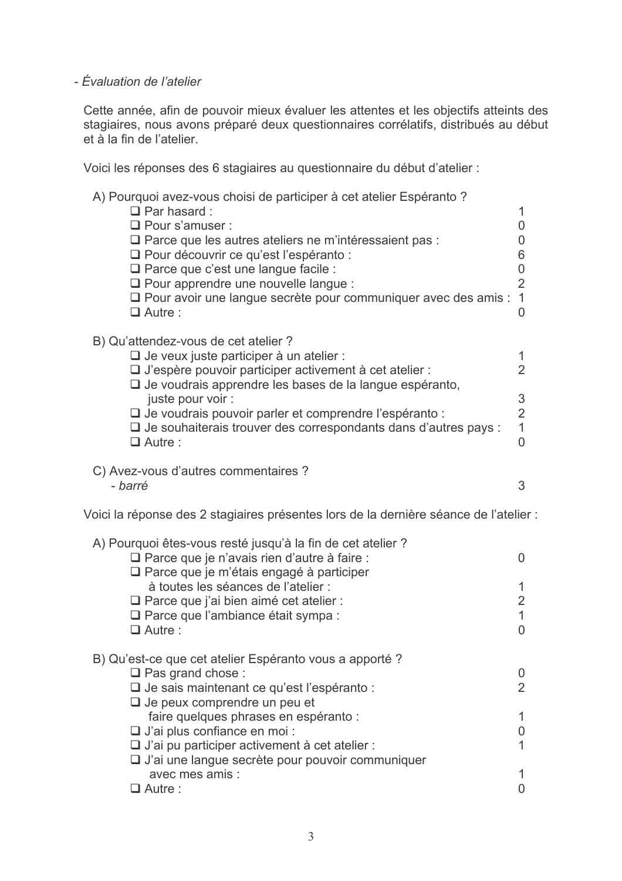- *Évaluation de l'atelier*

Cette année, afin de pouvoir mieux évaluer les attentes et les objectifs atteints des stagiaires, nous avons préparé deux questionnaires corrélatifs, distribués au début et à la fin de l'atelier.

Voici les réponses des 6 stagiaires au questionnaire du début d'atelier :

A) Pourquoi avez-vous choisi de participer à cet atelier Espéranto ?

- ❑ Par hasard : 1
- ❑ Pour s'amuser : 0
- ❑ Parce que les autres ateliers ne m'intéressaient pas : 0
- ❑ Pour découvrir ce qu'est l'espéranto : 6
- ❑ Parce que c'est une langue facile : 0
- ❑ Pour apprendre une nouvelle langue : 2
- ❑ Pour avoir une langue secrète pour communiquer avec des amis : 1
- ❑ Autre : 0

B) Qu'attendez-vous de cet atelier ?

- ❑ Je veux juste participer à un atelier : 1
- ❑ J'espère pouvoir participer activement à cet atelier : 2
- ❑ Je voudrais apprendre les bases de la langue espéranto, juste pour voir : 3
- ❑ Je voudrais pouvoir parler et comprendre l'espéranto : 2
- ❑ Je souhaiterais trouver des correspondants dans d'autres pays : 1
- ❑ Autre : 0

C) Avez-vous d'autres commentaires ?

- *barré* 3

Voici la réponse des 2 stagiaires présentes lors de la dernière séance de l'atelier :

A) Pourquoi êtes-vous resté jusqu'à la fin de cet atelier ?

- ❑ Parce que je n'avais rien d'autre à faire : 0
- ❑ Parce que je m'étais engagé à participer à toutes les séances de l'atelier : 1
- ❑ Parce que j'ai bien aimé cet atelier : 2
- ❑ Parce que l'ambiance était sympa : 1
- ❑ Autre : 0

B) Qu'est-ce que cet atelier Espéranto vous a apporté ?

- ❑ Pas grand chose : 0
- ❑ Je sais maintenant ce qu'est l'espéranto : 2
- ❑ Je peux comprendre un peu et faire quelques phrases en espéranto : 1
- ❑ J'ai plus confiance en moi : 0
- ❑ J'ai pu participer activement à cet atelier : 1
- ❑ J'ai une langue secrète pour pouvoir communiquer avec mes amis : 1
- ❑ Autre : 0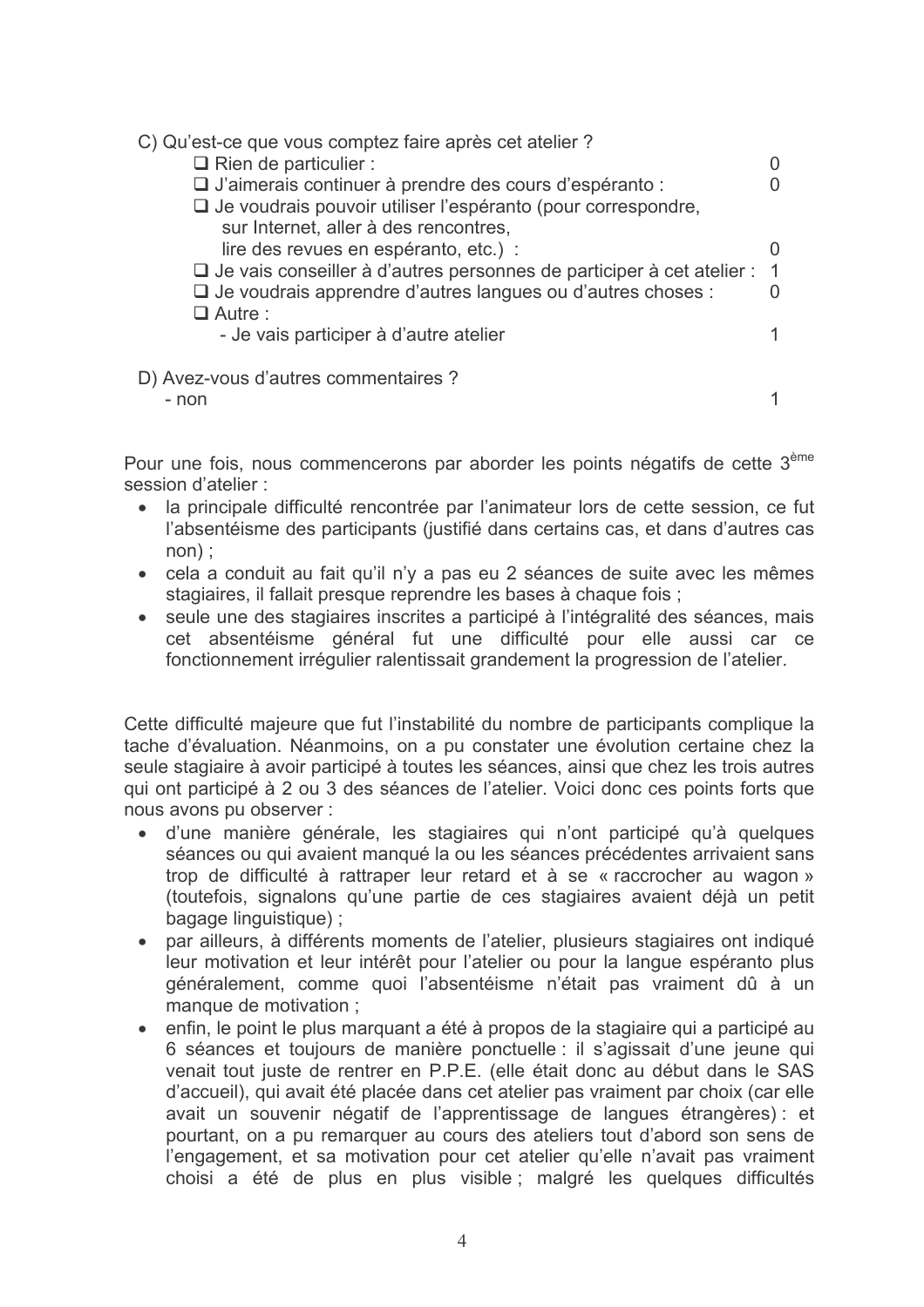C) Qu'est-ce que vous comptez faire après cet atelier ?

| | |
|---|---|
| ❑ Rien de particulier : | 0 |
| ❑ J'aimerais continuer à prendre des cours d'espéranto : | 0 |
| ❑ Je voudrais pouvoir utiliser l'espéranto (pour correspondre, sur Internet, aller à des rencontres, lire des revues en espéranto, etc.) : | 0 |
| ❑ Je vais conseiller à d'autres personnes de participer à cet atelier : | 1 |
| ❑ Je voudrais apprendre d'autres langues ou d'autres choses : | 0 |
| ❑ Autre : - Je vais participer à d'autre atelier | 1 |

D) Avez-vous d'autres commentaires ?

| | |
|---|---|
| - non | 1 |

Pour une fois, nous commencerons par aborder les points négatifs de cette 3ème session d'atelier :

- la principale difficulté rencontrée par l'animateur lors de cette session, ce fut l'absentéisme des participants (justifié dans certains cas, et dans d'autres cas non) ;
- cela a conduit au fait qu'il n'y a pas eu 2 séances de suite avec les mêmes stagiaires, il fallait presque reprendre les bases à chaque fois ;
- seule une des stagiaires inscrites a participé à l'intégralité des séances, mais cet absentéisme général fut une difficulté pour elle aussi car ce fonctionnement irrégulier ralentissait grandement la progression de l'atelier.

Cette difficulté majeure que fut l'instabilité du nombre de participants complique la tache d'évaluation. Néanmoins, on a pu constater une évolution certaine chez la seule stagiaire à avoir participé à toutes les séances, ainsi que chez les trois autres qui ont participé à 2 ou 3 des séances de l'atelier. Voici donc ces points forts que nous avons pu observer :

- d'une manière générale, les stagiaires qui n'ont participé qu'à quelques séances ou qui avaient manqué la ou les séances précédentes arrivaient sans trop de difficulté à rattraper leur retard et à se « raccrocher au wagon » (toutefois, signalons qu'une partie de ces stagiaires avaient déjà un petit bagage linguistique) ;
- par ailleurs, à différents moments de l'atelier, plusieurs stagiaires ont indiqué leur motivation et leur intérêt pour l'atelier ou pour la langue espéranto plus généralement, comme quoi l'absentéisme n'était pas vraiment dû à un manque de motivation ;
- enfin, le point le plus marquant a été à propos de la stagiaire qui a participé au 6 séances et toujours de manière ponctuelle : il s'agissait d'une jeune qui venait tout juste de rentrer en P.P.E. (elle était donc au début dans le SAS d'accueil), qui avait été placée dans cet atelier pas vraiment par choix (car elle avait un souvenir négatif de l'apprentissage de langues étrangères) : et pourtant, on a pu remarquer au cours des ateliers tout d'abord son sens de l'engagement, et sa motivation pour cet atelier qu'elle n'avait pas vraiment choisi a été de plus en plus visible ; malgré les quelques difficultés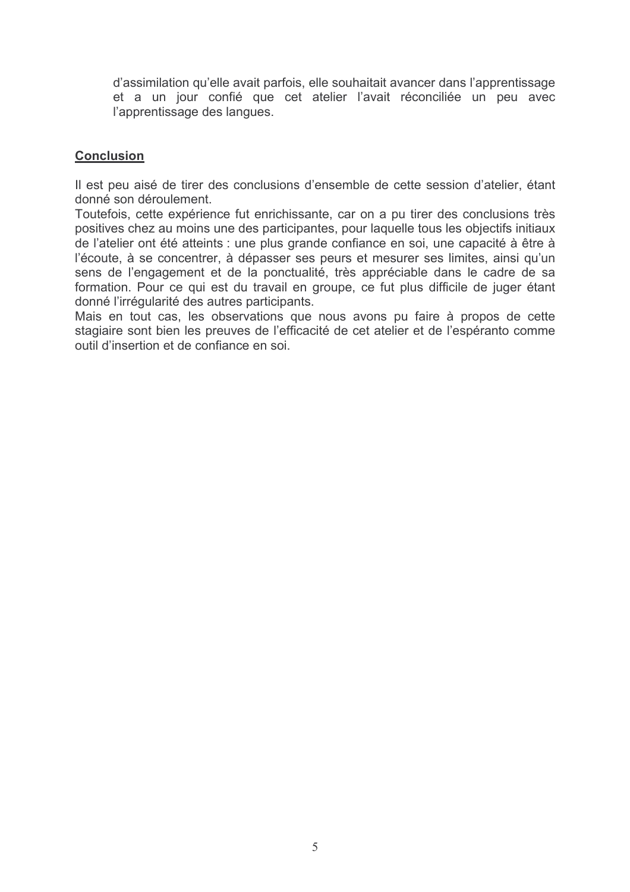d'assimilation qu'elle avait parfois, elle souhaitait avancer dans l'apprentissage et a un jour confié que cet atelier l'avait réconciliée un peu avec l'apprentissage des langues.

## Conclusion

Il est peu aisé de tirer des conclusions d'ensemble de cette session d'atelier, étant donné son déroulement.
Toutefois, cette expérience fut enrichissante, car on a pu tirer des conclusions très positives chez au moins une des participantes, pour laquelle tous les objectifs initiaux de l'atelier ont été atteints : une plus grande confiance en soi, une capacité à être à l'écoute, à se concentrer, à dépasser ses peurs et mesurer ses limites, ainsi qu'un sens de l'engagement et de la ponctualité, très appréciable dans le cadre de sa formation. Pour ce qui est du travail en groupe, ce fut plus difficile de juger étant donné l'irrégularité des autres participants.
Mais en tout cas, les observations que nous avons pu faire à propos de cette stagiaire sont bien les preuves de l'efficacité de cet atelier et de l'espéranto comme outil d'insertion et de confiance en soi.